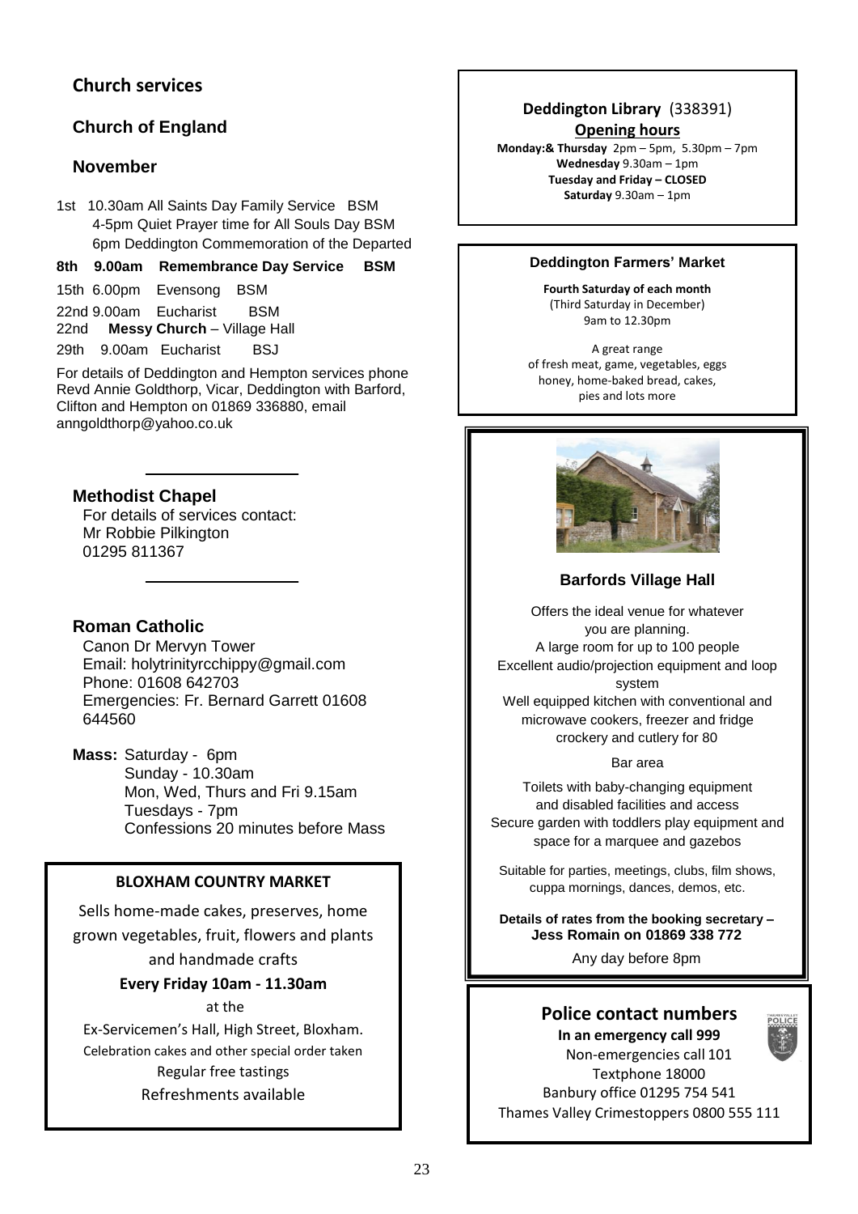## Church services

### Church of England

### November

1st 10.30am All Saints Day Family Service BSM
4-5pm Quiet Prayer time for All Souls Day BSM
6pm Deddington Commemoration of the Departed

**8th 9.00am Remembrance Day Service BSM**

15th 6.00pm Evensong BSM

22nd 9.00am Eucharist BSM

22nd **Messy Church** – Village Hall

29th 9.00am Eucharist BSJ

For details of Deddington and Hempton services phone Revd Annie Goldthorp, Vicar, Deddington with Barford, Clifton and Hempton on 01869 336880, email anngoldthorp@yahoo.co.uk

### Methodist Chapel

For details of services contact:
Mr Robbie Pilkington
01295 811367

### Roman Catholic

Canon Dr Mervyn Tower
Email: holytrinityrcchippy@gmail.com
Phone: 01608 642703
Emergencies: Fr. Bernard Garrett 01608 644560

**Mass:** Saturday - 6pm
Sunday - 10.30am
Mon, Wed, Thurs and Fri 9.15am
Tuesdays - 7pm
Confessions 20 minutes before Mass

### BLOXHAM COUNTRY MARKET

Sells home-made cakes, preserves, home grown vegetables, fruit, flowers and plants and handmade crafts

**Every Friday 10am - 11.30am**

at the

Ex-Servicemen's Hall, High Street, Bloxham.
Celebration cakes and other special order taken
Regular free tastings
Refreshments available

### Deddington Library (338391)

**Opening hours**

**Monday:& Thursday** 2pm – 5pm, 5.30pm – 7pm
**Wednesday** 9.30am – 1pm
**Tuesday and Friday – CLOSED**
**Saturday** 9.30am – 1pm

### Deddington Farmers' Market

**Fourth Saturday of each month**
(Third Saturday in December)
9am to 12.30pm

A great range of fresh meat, game, vegetables, eggs honey, home-baked bread, cakes, pies and lots more

### Barfords Village Hall

Offers the ideal venue for whatever you are planning.
A large room for up to 100 people
Excellent audio/projection equipment and loop system
Well equipped kitchen with conventional and microwave cookers, freezer and fridge crockery and cutlery for 80

Bar area

Toilets with baby-changing equipment and disabled facilities and access
Secure garden with toddlers play equipment and space for a marquee and gazebos

Suitable for parties, meetings, clubs, film shows, cuppa mornings, dances, demos, etc.

**Details of rates from the booking secretary – Jess Romain on 01869 338 772**

Any day before 8pm

### Police contact numbers

**In an emergency call 999**
Non-emergencies call 101
Textphone 18000
Banbury office 01295 754 541
Thames Valley Crimestoppers 0800 555 111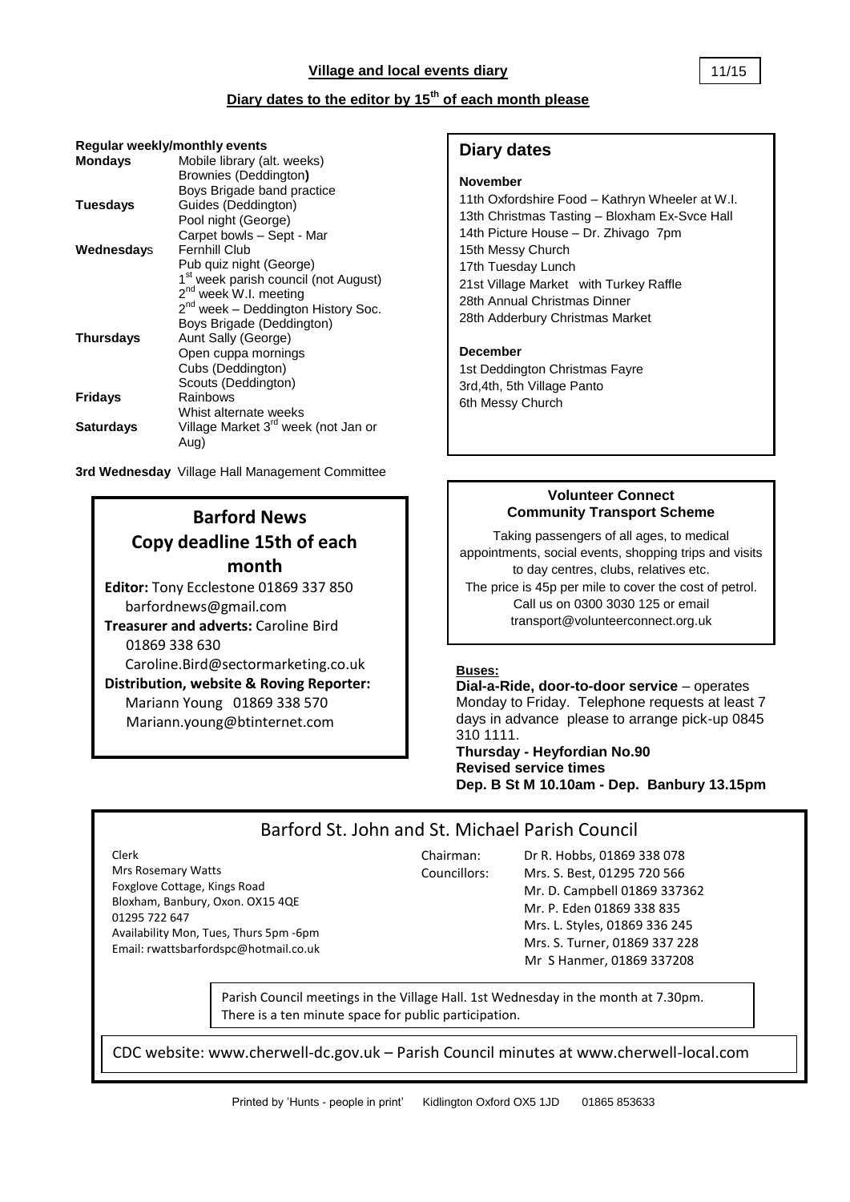## Village and local events diary

**Diary dates to the editor by 15th of each month please**

**Regular weekly/monthly events**

| | |
|---|---|
| **Mondays** | Mobile library (alt. weeks) |
| | Brownies (Deddington) |
| | Boys Brigade band practice |
| **Tuesdays** | Guides (Deddington) |
| | Pool night (George) |
| | Carpet bowls – Sept - Mar |
| **Wednesdays** | Fernhill Club |
| | Pub quiz night (George) |
| | 1st week parish council (not August) |
| | 2nd week W.I. meeting |
| | 2nd week – Deddington History Soc. |
| | Boys Brigade (Deddington) |
| **Thursdays** | Aunt Sally (George) |
| | Open cuppa mornings |
| | Cubs (Deddington) |
| | Scouts (Deddington) |
| **Fridays** | Rainbows |
| | Whist alternate weeks |
| **Saturdays** | Village Market 3rd week (not Jan or Aug) |

**3rd Wednesday** Village Hall Management Committee

## Diary dates

**November**

11th Oxfordshire Food – Kathryn Wheeler at W.I.
13th Christmas Tasting – Bloxham Ex-Svce Hall
14th Picture House – Dr. Zhivago 7pm
15th Messy Church
17th Tuesday Lunch
21st Village Market with Turkey Raffle
28th Annual Christmas Dinner
28th Adderbury Christmas Market

**December**

1st Deddington Christmas Fayre
3rd,4th, 5th Village Panto
6th Messy Church

## Barford News
## Copy deadline 15th of each month

**Editor:** Tony Ecclestone 01869 337 850
barfordnews@gmail.com

**Treasurer and adverts:** Caroline Bird
01869 338 630
Caroline.Bird@sectormarketing.co.uk

**Distribution, website & Roving Reporter:**
Mariann Young 01869 338 570
Mariann.young@btinternet.com

**Volunteer Connect**
**Community Transport Scheme**

Taking passengers of all ages, to medical appointments, social events, shopping trips and visits to day centres, clubs, relatives etc.
The price is 45p per mile to cover the cost of petrol.
Call us on 0300 3030 125 or email
transport@volunteerconnect.org.uk

**Buses:**

**Dial-a-Ride, door-to-door service** – operates Monday to Friday. Telephone requests at least 7 days in advance please to arrange pick-up 0845 310 1111.

**Thursday - Heyfordian No.90**
**Revised service times**
**Dep. B St M 10.10am - Dep. Banbury 13.15pm**

## Barford St. John and St. Michael Parish Council

Clerk
Mrs Rosemary Watts
Foxglove Cottage, Kings Road
Bloxham, Banbury, Oxon. OX15 4QE
01295 722 647
Availability Mon, Tues, Thurs 5pm -6pm
Email: rwattsbarfordspc@hotmail.co.uk

Chairman: Dr R. Hobbs, 01869 338 078
Councillors: Mrs. S. Best, 01295 720 566
Mr. D. Campbell 01869 337362
Mr. P. Eden 01869 338 835
Mrs. L. Styles, 01869 336 245
Mrs. S. Turner, 01869 337 228
Mr S Hanmer, 01869 337208

Parish Council meetings in the Village Hall. 1st Wednesday in the month at 7.30pm. There is a ten minute space for public participation.

CDC website: www.cherwell-dc.gov.uk – Parish Council minutes at www.cherwell-local.com

Printed by 'Hunts - people in print' Kidlington Oxford OX5 1JD 01865 853633